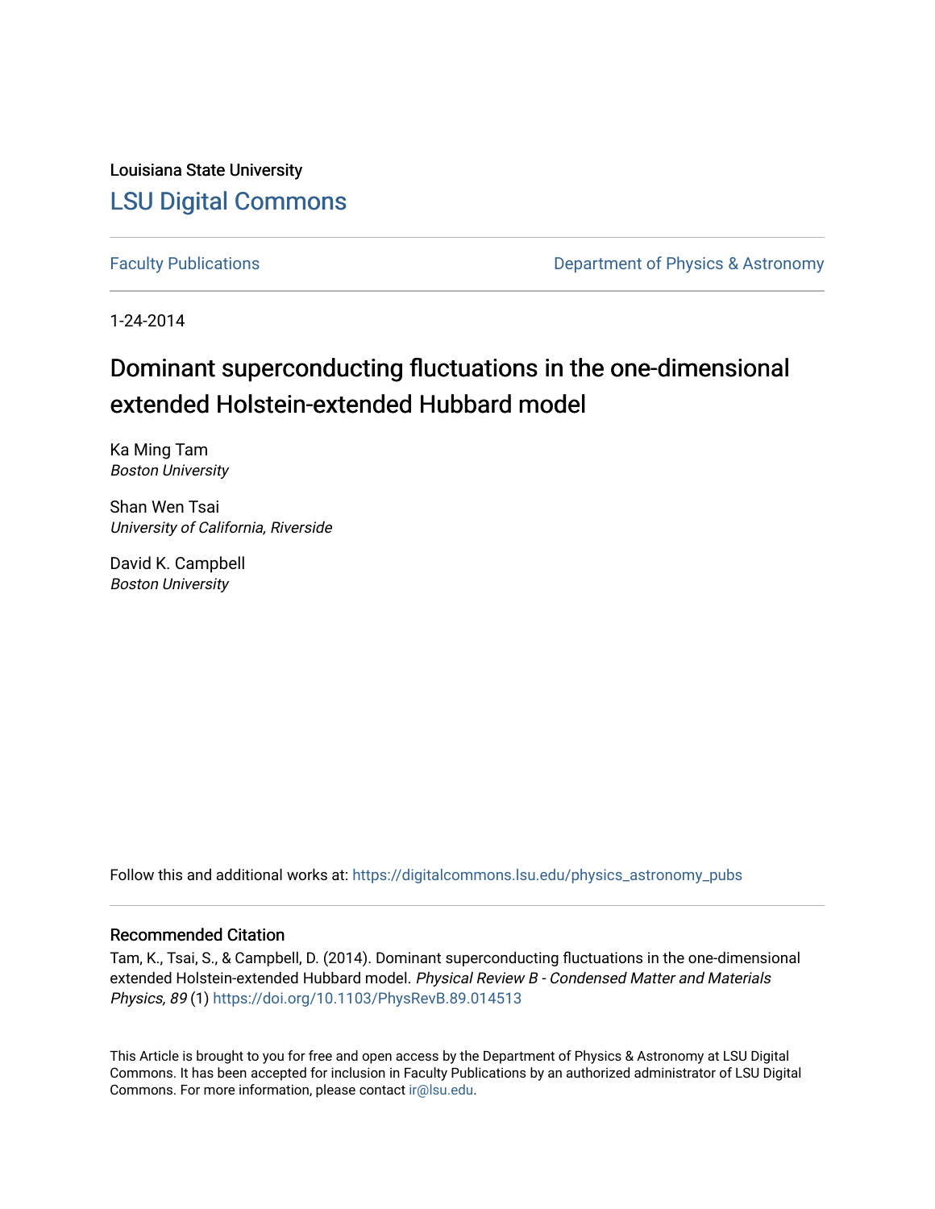Louisiana State University

[LSU Digital Commons](https://digitalcommons.lsu.edu)

Faculty Publications | Department of Physics & Astronomy

1-24-2014

# Dominant superconducting fluctuations in the one-dimensional extended Holstein-extended Hubbard model

Ka Ming Tam
*Boston University*

Shan Wen Tsai
*University of California, Riverside*

David K. Campbell
*Boston University*

Follow this and additional works at: https://digitalcommons.lsu.edu/physics_astronomy_pubs

## Recommended Citation

Tam, K., Tsai, S., & Campbell, D. (2014). Dominant superconducting fluctuations in the one-dimensional extended Holstein-extended Hubbard model. *Physical Review B - Condensed Matter and Materials Physics, 89* (1) https://doi.org/10.1103/PhysRevB.89.014513

This Article is brought to you for free and open access by the Department of Physics & Astronomy at LSU Digital Commons. It has been accepted for inclusion in Faculty Publications by an authorized administrator of LSU Digital Commons. For more information, please contact ir@lsu.edu.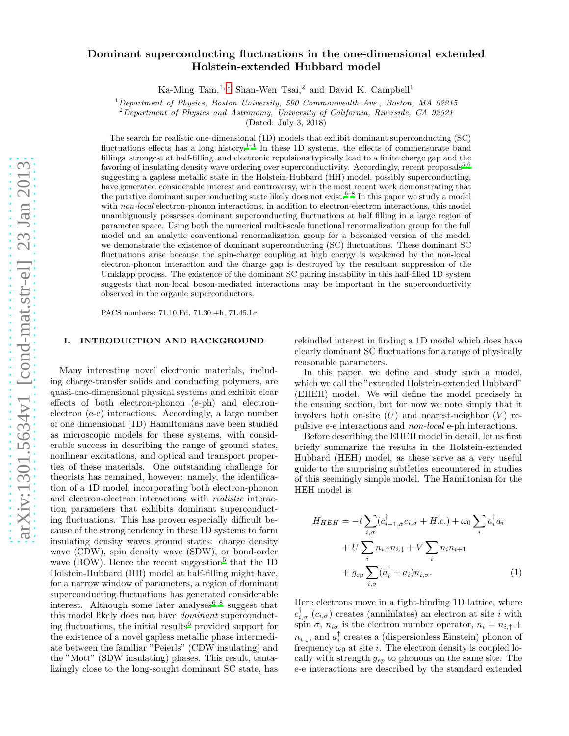# Dominant superconducting fluctuations in the one-dimensional extended Holstein-extended Hubbard model

Ka-Ming Tam,[1,*] Shan-Wen Tsai,[2] and David K. Campbell[1]

[1]*Department of Physics, Boston University, 590 Commonwealth Ave., Boston, MA 02215*
[2]*Department of Physics and Astronomy, University of California, Riverside, CA 92521*

(Dated: July 3, 2018)

The search for realistic one-dimensional (1D) models that exhibit dominant superconducting (SC) fluctuations effects has a long history.[1–4] In these 1D systems, the effects of commensurate band fillings–strongest at half-filling–and electronic repulsions typically lead to a finite charge gap and the favoring of insulating density wave ordering over superconductivity. Accordingly, recent proposals[5,6] suggesting a gapless metallic state in the Holstein-Hubbard (HH) model, possibly superconducting, have generated considerable interest and controversy, with the most recent work demonstrating that the putative dominant superconducting state likely does not exist.[6–8] In this paper we study a model with *non-local* electron-phonon interactions, in addition to electron-electron interactions, this model unambiguously possesses dominant superconducting fluctuations at half filling in a large region of parameter space. Using both the numerical multi-scale functional renormalization group for the full model and an analytic conventional renormalization group for a bosonized version of the model, we demonstrate the existence of dominant superconducting (SC) fluctuations. These dominant SC fluctuations arise because the spin-charge coupling at high energy is weakened by the non-local electron-phonon interaction and the charge gap is destroyed by the resultant suppression of the Umklapp process. The existence of the dominant SC pairing instability in this half-filled 1D system suggests that non-local boson-mediated interactions may be important in the superconductivity observed in the organic superconductors.

PACS numbers: 71.10.Fd, 71.30.+h, 71.45.Lr

## I. INTRODUCTION AND BACKGROUND

Many interesting novel electronic materials, including charge-transfer solids and conducting polymers, are quasi-one-dimensional physical systems and exhibit clear effects of both electron-phonon (e-ph) and electron-electron (e-e) interactions. Accordingly, a large number of one dimensional (1D) Hamiltonians have been studied as microscopic models for these systems, with considerable success in describing the range of ground states, nonlinear excitations, and optical and transport properties of these materials. One outstanding challenge for theorists has remained, however: namely, the identification of a 1D model, incorporating both electron-phonon and electron-electron interactions with *realistic* interaction parameters that exhibits dominant superconducting fluctuations. This has proven especially difficult because of the strong tendency in these 1D systems to form insulating density waves ground states: charge density wave (CDW), spin density wave (SDW), or bond-order wave (BOW). Hence the recent suggestion[5] that the 1D Holstein-Hubbard (HH) model at half-filling might have, for a narrow window of parameters, a region of dominant superconducting fluctuations has generated considerable interest. Although some later analyses[6–8] suggest that this model likely does not have *dominant* superconducting fluctuations, the initial results[6] provided support for the existence of a novel gapless metallic phase intermediate between the familiar "Peierls" (CDW insulating) and the "Mott" (SDW insulating) phases. This result, tantalizingly close to the long-sought dominant SC state, has rekindled interest in finding a 1D model which does have clearly dominant SC fluctuations for a range of physically reasonable parameters.

In this paper, we define and study such a model, which we call the "extended Holstein-extended Hubbard" (EHEH) model. We will define the model precisely in the ensuing section, but for now we note simply that it involves both on-site ($U$) and nearest-neighbor ($V$) repulsive e-e interactions and *non-local* e-ph interactions.

Before describing the EHEH model in detail, let us first briefly summarize the results in the Holstein-extended Hubbard (HEH) model, as these serve as a very useful guide to the surprising subtleties encountered in studies of this seemingly simple model. The Hamiltonian for the HEH model is

$$
\begin{aligned}
H_{HEH} = & -t\sum_{i,\sigma}(c^{\dagger}_{i+1,\sigma}c_{i,\sigma}+H.c.)+\omega_0\sum_i a^{\dagger}_i a_i \\
& + U\sum_i n_{i,\uparrow}n_{i,\downarrow}+V\sum_i n_i n_{i+1} \\
& + g_{\rm ep}\sum_{i,\sigma}(a^{\dagger}_i+a_i)n_{i,\sigma}. \qquad (1)
\end{aligned}
$$

Here electrons move in a tight-binding 1D lattice, where $c^{\dagger}_{i,\sigma}$ ($c_{i,\sigma}$) creates (annihilates) an electron at site $i$ with spin $\sigma$, $n_{i\sigma}$ is the electron number operator, $n_i = n_{i,\uparrow} + n_{i,\downarrow}$, and $a^{\dagger}_i$ creates a (dispersionless Einstein) phonon of frequency $\omega_0$ at site $i$. The electron density is coupled locally with strength $g_{ep}$ to phonons on the same site. The e-e interactions are described by the standard extended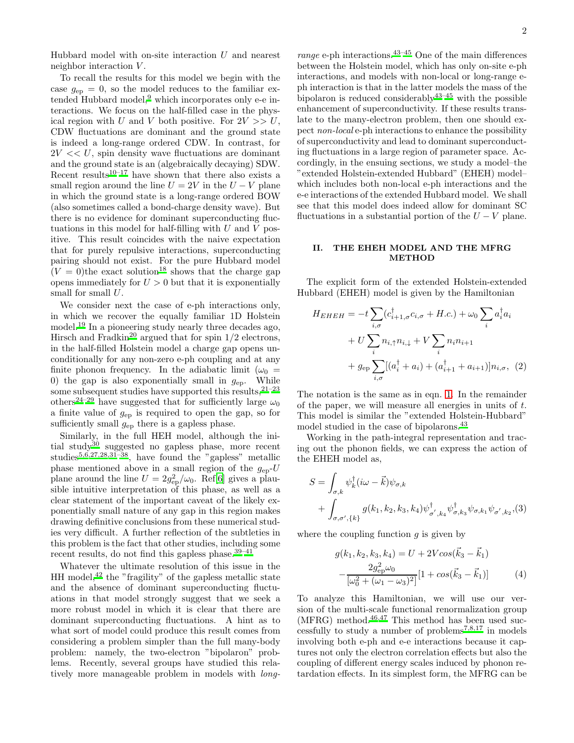Hubbard model with on-site interaction $U$ and nearest neighbor interaction $V$.

To recall the results for this model we begin with the case $g_{\rm ep} = 0$, so the model reduces to the familiar extended Hubbard model,[9] which incorporates only e-e interactions. We focus on the half-filled case in the physical region with $U$ and $V$ both positive. For $2V >> U$, CDW fluctuations are dominant and the ground state is indeed a long-range ordered CDW. In contrast, for $2V << U$, spin density wave fluctuations are dominant and the ground state is an (algebraically decaying) SDW. Recent results[10–17] have shown that there also exists a small region around the line $U = 2V$ in the $U - V$ plane in which the ground state is a long-range ordered BOW (also sometimes called a bond-charge density wave). But there is no evidence for dominant superconducting fluctuations in this model for half-filling with $U$ and $V$ positive. This result coincides with the naive expectation that for purely repulsive interactions, superconducting pairing should not exist. For the pure Hubbard model ($V = 0$)the exact solution[18] shows that the charge gap opens immediately for $U > 0$ but that it is exponentially small for small $U$.

We consider next the case of e-ph interactions only, in which we recover the equally familiar 1D Holstein model.[19] In a pioneering study nearly three decades ago, Hirsch and Fradkin[20] argued that for spin 1/2 electrons, in the half-filled Holstein model a charge gap opens unconditionally for any non-zero e-ph coupling and at any finite phonon frequency. In the adiabatic limit ($\omega_0 = 0$) the gap is also exponentially small in $g_{\rm ep}$. While some subsequent studies have supported this results,[21–23] others[24–29] have suggested that for sufficiently large $\omega_0$ a finite value of $g_{\rm ep}$ is required to open the gap, so for sufficiently small $g_{\rm ep}$ there is a gapless phase.

Similarly, in the full HEH model, although the initial study[30] suggested no gapless phase, more recent studies[5,6,27,28,31–38], have found the "gapless" metallic phase mentioned above in a small region of the $g_{\rm ep}$-$U$ plane around the line $U = 2g_{\rm ep}^2/\omega_0$. Ref[6] gives a plausible intuitive interpretation of this phase, as well as a clear statement of the important caveat of the likely exponentially small nature of any gap in this region makes drawing definitive conclusions from these numerical studies very difficult. A further reflection of the subtleties in this problem is the fact that other studies, including some recent results, do not find this gapless phase.[39–41]

Whatever the ultimate resolution of this issue in the HH model,[42] the "fragility" of the gapless metallic state and the absence of dominant superconducting fluctuations in that model strongly suggest that we seek a more robust model in which it is clear that there are dominant superconducting fluctuations. A hint as to what sort of model could produce this result comes from considering a problem simpler than the full many-body problem: namely, the two-electron "bipolaron" problems. Recently, several groups have studied this relatively more manageable problem in models with *long-range* e-ph interactions.[43–45] One of the main differences between the Holstein model, which has only on-site e-ph interactions, and models with non-local or long-range e-ph interaction is that in the latter models the mass of the bipolaron is reduced considerably[43–45] with the possible enhancement of superconductivity. If these results translate to the many-electron problem, then one should expect *non-local* e-ph interactions to enhance the possibility of superconductivity and lead to dominant superconducting fluctuations in a large region of parameter space. Accordingly, in the ensuing sections, we study a model–the "extended Holstein-extended Hubbard" (EHEH) model–which includes both non-local e-ph interactions and the e-e interactions of the extended Hubbard model. We shall see that this model does indeed allow for dominant SC fluctuations in a substantial portion of the $U - V$ plane.

## II. THE EHEH MODEL AND THE MFRG METHOD

The explicit form of the extended Holstein-extended Hubbard (EHEH) model is given by the Hamiltonian

$$
\begin{aligned}
H_{EHEH} = & -t\sum_{i,\sigma}(c^{\dagger}_{i+1,\sigma}c_{i,\sigma} + H.c.) + \omega_0\sum_i a^{\dagger}_i a_i \\
& + U\sum_i n_{i,\uparrow}n_{i,\downarrow} + V\sum_i n_i n_{i+1} \\
& + g_{\rm ep}\sum_{i,\sigma}[(a^{\dagger}_i + a_i) + (a^{\dagger}_{i+1} + a_{i+1})]n_{i,\sigma}, \quad (2)
\end{aligned}
$$

The notation is the same as in eqn. 1. In the remainder of the paper, we will measure all energies in units of $t$. This model is similar the "extended Holstein-Hubbard" model studied in the case of bipolarons.[43]

Working in the path-integral representation and tracing out the phonon fields, we can express the action of the EHEH model as,

$$
\begin{aligned}
S = & \int_{\sigma,k}\psi^{\dagger}_k(i\omega - \vec{k})\psi_{\sigma,k} \\
& + \int_{\sigma,\sigma',\{k\}} g(k_1,k_2,k_3,k_4)\psi^{\dagger}_{\sigma',k_4}\psi^{\dagger}_{\sigma,k_3}\psi_{\sigma,k_1}\psi_{\sigma',k_2}, \quad (3)
\end{aligned}
$$

where the coupling function $g$ is given by

$$
\begin{aligned}
g(k_1,k_2,k_3,k_4) = & \; U + 2V cos(\vec{k}_3 - \vec{k}_1) \\
& - \frac{2g_{\rm ep}^2\omega_0}{[\omega_0^2 + (\omega_1 - \omega_3)^2]}[1 + cos(\vec{k}_3 - \vec{k}_1)] \quad (4)
\end{aligned}
$$

To analyze this Hamiltonian, we will use our version of the multi-scale functional renormalization group (MFRG) method.[46,47] This method has been used successfully to study a number of problems[7,8,17] in models involving both e-ph and e-e interactions because it captures not only the electron correlation effects but also the coupling of different energy scales induced by phonon retardation effects. In its simplest form, the MFRG can be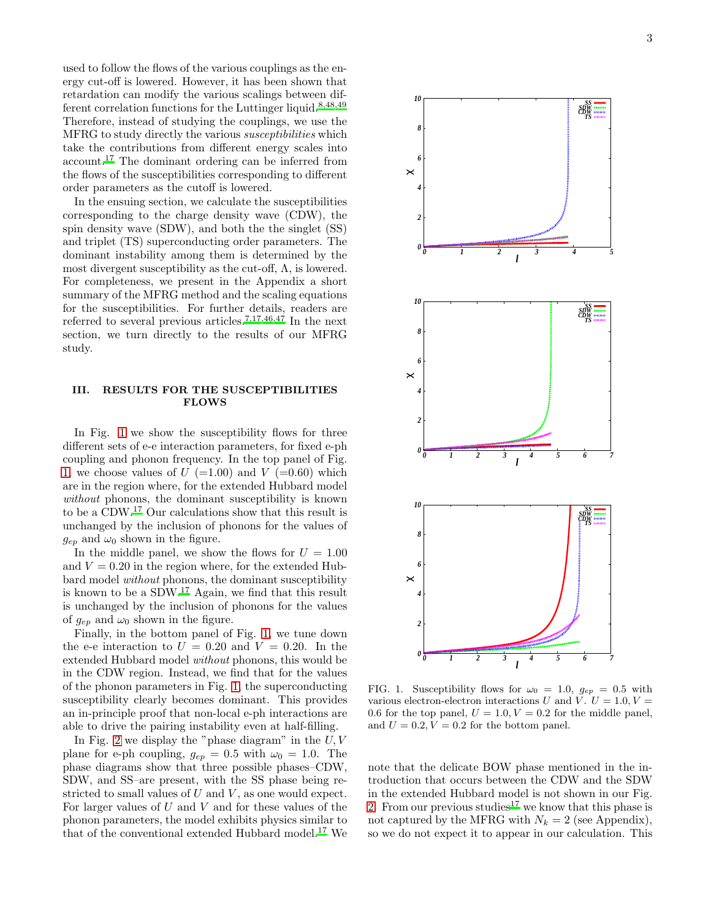used to follow the flows of the various couplings as the energy cut-off is lowered. However, it has been shown that retardation can modify the various scalings between different correlation functions for the Luttinger liquid.[8,48,49] Therefore, instead of studying the couplings, we use the MFRG to study directly the various *susceptibilities* which take the contributions from different energy scales into account.[17] The dominant ordering can be inferred from the flows of the susceptibilities corresponding to different order parameters as the cutoff is lowered.

In the ensuing section, we calculate the susceptibilities corresponding to the charge density wave (CDW), the spin density wave (SDW), and both the the singlet (SS) and triplet (TS) superconducting order parameters. The dominant instability among them is determined by the most divergent susceptibility as the cut-off, $\Lambda$, is lowered. For completeness, we present in the Appendix a short summary of the MFRG method and the scaling equations for the susceptibilities. For further details, readers are referred to several previous articles.[7,17,46,47] In the next section, we turn directly to the results of our MFRG study.

## III. RESULTS FOR THE SUSCEPTIBILITIES FLOWS

In Fig. 1 we show the susceptibility flows for three different sets of e-e interaction parameters, for fixed e-ph coupling and phonon frequency. In the top panel of Fig. 1, we choose values of $U$ (=1.00) and $V$ (=0.60) which are in the region where, for the extended Hubbard model *without* phonons, the dominant susceptibility is known to be a CDW.[17] Our calculations show that this result is unchanged by the inclusion of phonons for the values of $g_{ep}$ and $\omega_0$ shown in the figure.

In the middle panel, we show the flows for $U = 1.00$ and $V = 0.20$ in the region where, for the extended Hubbard model *without* phonons, the dominant susceptibility is known to be a SDW.[17] Again, we find that this result is unchanged by the inclusion of phonons for the values of $g_{ep}$ and $\omega_0$ shown in the figure.

Finally, in the bottom panel of Fig. 1, we tune down the e-e interaction to $U = 0.20$ and $V = 0.20$. In the extended Hubbard model *without* phonons, this would be in the CDW region. Instead, we find that for the values of the phonon parameters in Fig. 1, the superconducting susceptibility clearly becomes dominant. This provides an in-principle proof that non-local e-ph interactions are able to drive the pairing instability even at half-filling.

In Fig. 2 we display the "phase diagram" in the $U, V$ plane for e-ph coupling, $g_{ep} = 0.5$ with $\omega_0 = 1.0$. The phase diagrams show that three possible phases–CDW, SDW, and SS–are present, with the SS phase being restricted to small values of $U$ and $V$, as one would expect. For larger values of $U$ and $V$ and for these values of the phonon parameters, the model exhibits physics similar to that of the conventional extended Hubbard model.[17] We note that the delicate BOW phase mentioned in the introduction that occurs between the CDW and the SDW in the extended Hubbard model is not shown in our Fig. 2. From our previous studies[17] we know that this phase is not captured by the MFRG with $N_k = 2$ (see Appendix), so we do not expect it to appear in our calculation. This

FIG. 1. Susceptibility flows for $\omega_0 = 1.0$, $g_{ep} = 0.5$ with various electron-electron interactions $U$ and $V$. $U = 1.0, V = 0.6$ for the top panel, $U = 1.0, V = 0.2$ for the middle panel, and $U = 0.2, V = 0.2$ for the bottom panel.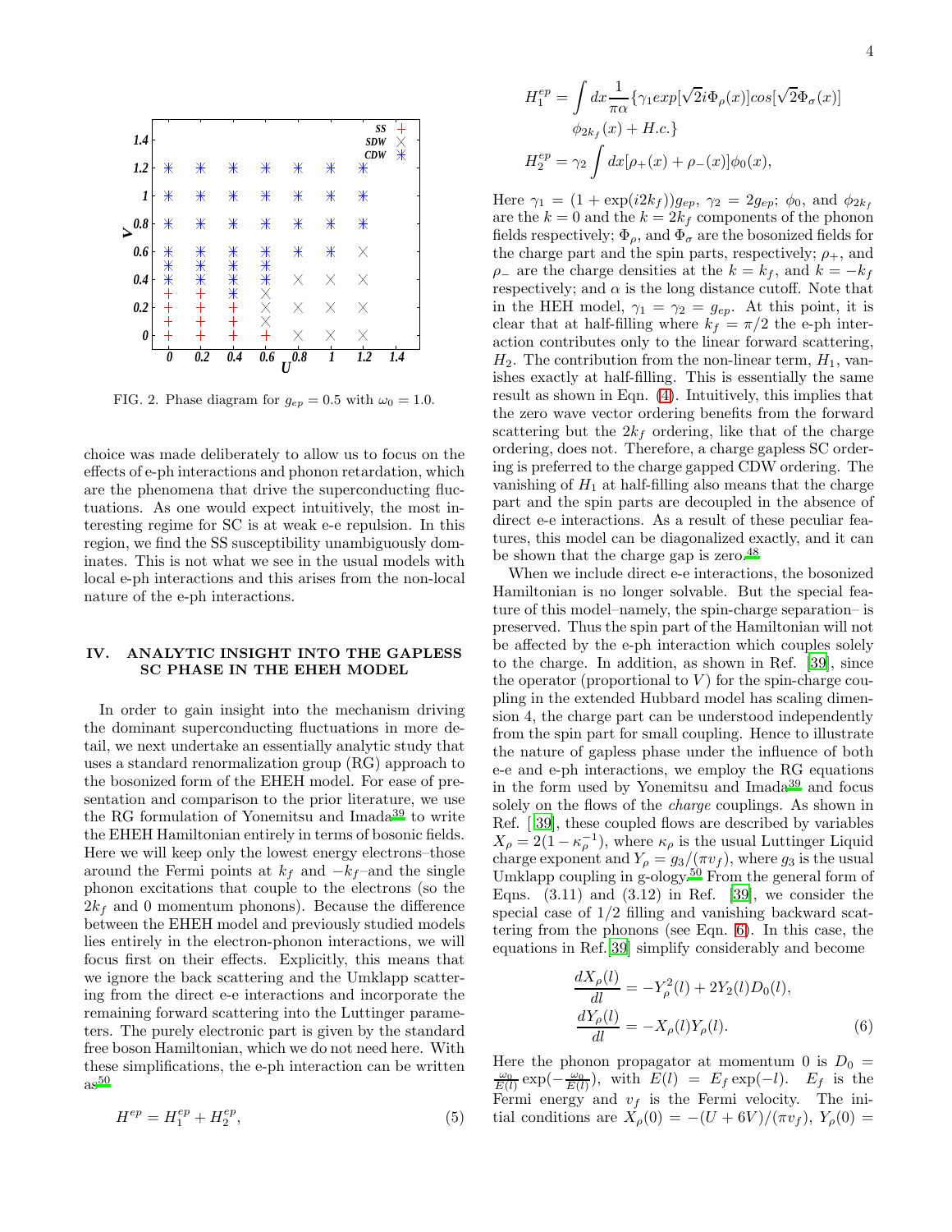FIG. 2. Phase diagram for $g_{ep} = 0.5$ with $\omega_0 = 1.0$.

choice was made deliberately to allow us to focus on the effects of e-ph interactions and phonon retardation, which are the phenomena that drive the superconducting fluctuations. As one would expect intuitively, the most interesting regime for SC is at weak e-e repulsion. In this region, we find the SS susceptibility unambiguously dominates. This is not what we see in the usual models with local e-ph interactions and this arises from the non-local nature of the e-ph interactions.

## IV. ANALYTIC INSIGHT INTO THE GAPLESS SC PHASE IN THE EHEH MODEL

In order to gain insight into the mechanism driving the dominant superconducting fluctuations in more detail, we next undertake an essentially analytic study that uses a standard renormalization group (RG) approach to the bosonized form of the EHEH model. For ease of presentation and comparison to the prior literature, we use the RG formulation of Yonemitsu and Imada[39] to write the EHEH Hamiltonian entirely in terms of bosonic fields. Here we will keep only the lowest energy electrons–those around the Fermi points at $k_f$ and $-k_f$–and the single phonon excitations that couple to the electrons (so the $2k_f$ and 0 momentum phonons). Because the difference between the EHEH model and previously studied models lies entirely in the electron-phonon interactions, we will focus first on their effects. Explicitly, this means that we ignore the back scattering and the Umklapp scattering from the direct e-e interactions and incorporate the remaining forward scattering into the Luttinger parameters. The purely electronic part is given by the standard free boson Hamiltonian, which we do not need here. With these simplifications, the e-ph interaction can be written as[50]

$$H^{ep} = H_1^{ep} + H_2^{ep}, \tag{5}$$

$$H_1^{ep} = \int dx \frac{1}{\pi\alpha}\{\gamma_1 exp[\sqrt{2}i\Phi_\rho(x)]cos[\sqrt{2}\Phi_\sigma(x)]$$
$$\phi_{2k_f}(x) + H.c.\}$$
$$H_2^{ep} = \gamma_2 \int dx[\rho_+(x) + \rho_-(x)]\phi_0(x),$$

Here $\gamma_1 = (1 + \exp(i2k_f))g_{ep}$, $\gamma_2 = 2g_{ep}$; $\phi_0$, and $\phi_{2k_f}$ are the $k = 0$ and the $k = 2k_f$ components of the phonon fields respectively; $\Phi_\rho$, and $\Phi_\sigma$ are the bosonized fields for the charge part and the spin parts, respectively; $\rho_+$, and $\rho_-$ are the charge densities at the $k = k_f$, and $k = -k_f$ respectively; and $\alpha$ is the long distance cutoff. Note that in the HEH model, $\gamma_1 = \gamma_2 = g_{ep}$. At this point, it is clear that at half-filling where $k_f = \pi/2$ the e-ph interaction contributes only to the linear forward scattering, $H_2$. The contribution from the non-linear term, $H_1$, vanishes exactly at half-filling. This is essentially the same result as shown in Eqn. (4). Intuitively, this implies that the zero wave vector ordering benefits from the forward scattering but the $2k_f$ ordering, like that of the charge ordering, does not. Therefore, a charge gapless SC ordering is preferred to the charge gapped CDW ordering. The vanishing of $H_1$ at half-filling also means that the charge part and the spin parts are decoupled in the absence of direct e-e interactions. As a result of these peculiar features, this model can be diagonalized exactly, and it can be shown that the charge gap is zero.[48]

When we include direct e-e interactions, the bosonized Hamiltonian is no longer solvable. But the special feature of this model–namely, the spin-charge separation– is preserved. Thus the spin part of the Hamiltonian will not be affected by the e-ph interaction which couples solely to the charge. In addition, as shown in Ref. [39], since the operator (proportional to $V$) for the spin-charge coupling in the extended Hubbard model has scaling dimension 4, the charge part can be understood independently from the spin part for small coupling. Hence to illustrate the nature of gapless phase under the influence of both e-e and e-ph interactions, we employ the RG equations in the form used by Yonemitsu and Imada[39] and focus solely on the flows of the *charge* couplings. As shown in Ref. [39], these coupled flows are described by variables $X_\rho = 2(1 - \kappa_\rho^{-1})$, where $\kappa_\rho$ is the usual Luttinger Liquid charge exponent and $Y_\rho = g_3/(\pi v_f)$, where $g_3$ is the usual Umklapp coupling in g-ology.[50] From the general form of Eqns. (3.11) and (3.12) in Ref. [39], we consider the special case of 1/2 filling and vanishing backward scattering from the phonons (see Eqn. 6). In this case, the equations in Ref.[39] simplify considerably and become

$$\frac{dX_\rho(l)}{dl} = -Y_\rho^2(l) + 2Y_2(l)D_0(l),$$
$$\frac{dY_\rho(l)}{dl} = -X_\rho(l)Y_\rho(l). \tag{6}$$

Here the phonon propagator at momentum 0 is $D_0 = \frac{\omega_0}{E(l)}\exp(-\frac{\omega_0}{E(l)})$, with $E(l) = E_f\exp(-l)$. $E_f$ is the Fermi energy and $v_f$ is the Fermi velocity. The initial conditions are $X_\rho(0) = -(U + 6V)/(\pi v_f)$, $Y_\rho(0) =$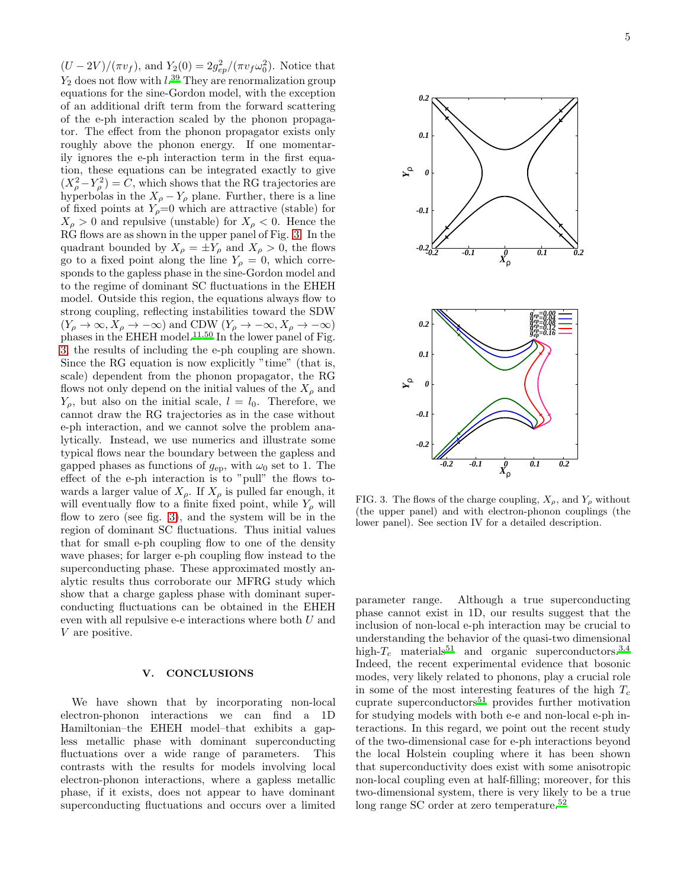$(U-2V)/(\pi v_f)$, and $Y_2(0) = 2g_{ep}^2/(\pi v_f \omega_0^2)$. Notice that $Y_2$ does not flow with $l$.[39] They are renormalization group equations for the sine-Gordon model, with the exception of an additional drift term from the forward scattering of the e-ph interaction scaled by the phonon propagator. The effect from the phonon propagator exists only roughly above the phonon energy. If one momentarily ignores the e-ph interaction term in the first equation, these equations can be integrated exactly to give $(X_\rho^2 - Y_\rho^2) = C$, which shows that the RG trajectories are hyperbolas in the $X_\rho - Y_\rho$ plane. Further, there is a line of fixed points at $Y_\rho$=0 which are attractive (stable) for $X_\rho > 0$ and repulsive (unstable) for $X_\rho < 0$. Hence the RG flows are as shown in the upper panel of Fig. 3. In the quadrant bounded by $X_\rho = \pm Y_\rho$ and $X_\rho > 0$, the flows go to a fixed point along the line $Y_\rho = 0$, which corresponds to the gapless phase in the sine-Gordon model and to the regime of dominant SC fluctuations in the EHEH model. Outside this region, the equations always flow to strong coupling, reflecting instabilities toward the SDW ($Y_\rho \to \infty, X_\rho \to -\infty$) and CDW ($Y_\rho \to -\infty, X_\rho \to -\infty$) phases in the EHEH model.[11,50] In the lower panel of Fig. 3, the results of including the e-ph coupling are shown. Since the RG equation is now explicitly "time" (that is, scale) dependent from the phonon propagator, the RG flows not only depend on the initial values of the $X_\rho$ and $Y_\rho$, but also on the initial scale, $l = l_0$. Therefore, we cannot draw the RG trajectories as in the case without e-ph interaction, and we cannot solve the problem analytically. Instead, we use numerics and illustrate some typical flows near the boundary between the gapless and gapped phases as functions of $g_{\rm ep}$, with $\omega_0$ set to 1. The effect of the e-ph interaction is to "pull" the flows towards a larger value of $X_\rho$. If $X_\rho$ is pulled far enough, it will eventually flow to a finite fixed point, while $Y_\rho$ will flow to zero (see fig. 3), and the system will be in the region of dominant SC fluctuations. Thus initial values that for small e-ph coupling flow to one of the density wave phases; for larger e-ph coupling flow instead to the superconducting phase. These approximated mostly analytic results thus corroborate our MFRG study which show that a charge gapless phase with dominant superconducting fluctuations can be obtained in the EHEH even with all repulsive e-e interactions where both $U$ and $V$ are positive.

FIG. 3. The flows of the charge coupling, $X_\rho$, and $Y_\rho$ without (the upper panel) and with electron-phonon couplings (the lower panel). See section IV for a detailed description.

## V. CONCLUSIONS

We have shown that by incorporating non-local electron-phonon interactions we can find a 1D Hamiltonian–the EHEH model–that exhibits a gapless metallic phase with dominant superconducting fluctuations over a wide range of parameters. This contrasts with the results for models involving local electron-phonon interactions, where a gapless metallic phase, if it exists, does not appear to have dominant superconducting fluctuations and occurs over a limited parameter range. Although a true superconducting phase cannot exist in 1D, our results suggest that the inclusion of non-local e-ph interaction may be crucial to understanding the behavior of the quasi-two dimensional high-$T_c$ materials[51] and organic superconductors.[3,4] Indeed, the recent experimental evidence that bosonic modes, very likely related to phonons, play a crucial role in some of the most interesting features of the high $T_c$ cuprate superconductors[51] provides further motivation for studying models with both e-e and non-local e-ph interactions. In this regard, we point out the recent study of the two-dimensional case for e-ph interactions beyond the local Holstein coupling where it has been shown that superconductivity does exist with some anisotropic non-local coupling even at half-filling; moreover, for this two-dimensional system, there is very likely to be a true long range SC order at zero temperature.[52]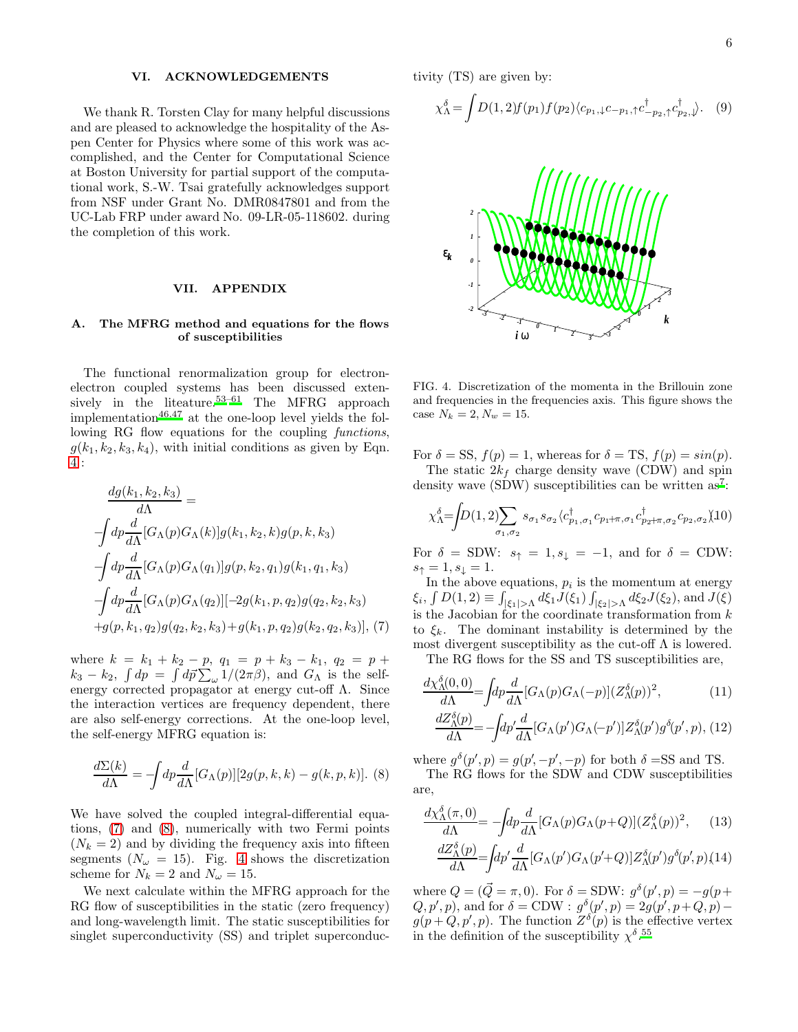## VI. ACKNOWLEDGEMENTS

We thank R. Torsten Clay for many helpful discussions and are pleased to acknowledge the hospitality of the Aspen Center for Physics where some of this work was accomplished, and the Center for Computational Science at Boston University for partial support of the computational work, S.-W. Tsai gratefully acknowledges support from NSF under Grant No. DMR0847801 and from the UC-Lab FRP under award No. 09-LR-05-118602. during the completion of this work.

## VII. APPENDIX

### A. The MFRG method and equations for the flows of susceptibilities

The functional renormalization group for electron-electron coupled systems has been discussed extensively in the liteature.[53–61] The MFRG approach implementation[46,47] at the one-loop level yields the following RG flow equations for the coupling *functions*, $g(k_1, k_2, k_3, k_4)$, with initial conditions as given by Eqn. 4:

$$
\begin{aligned}
&\frac{dg(k_1, k_2, k_3)}{d\Lambda} = \\
&-\!\!\int dp \frac{d}{d\Lambda}[G_\Lambda(p)G_\Lambda(k)] g(k_1, k_2, k) g(p, k, k_3) \\
&-\!\!\int dp \frac{d}{d\Lambda}[G_\Lambda(p)G_\Lambda(q_1)] g(p, k_2, q_1) g(k_1, q_1, k_3) \\
&-\!\!\int dp \frac{d}{d\Lambda}[G_\Lambda(p)G_\Lambda(q_2)][-2g(k_1, p, q_2)g(q_2, k_2, k_3) \\
&+g(p, k_1, q_2)g(q_2, k_2, k_3) + g(k_1, p, q_2)g(k_2, q_2, k_3)], \quad (7)
\end{aligned}
$$

where $k = k_1 + k_2 - p$, $q_1 = p + k_3 - k_1$, $q_2 = p + k_3 - k_2$, $\int dp = \int d\vec{p} \sum_\omega 1/(2\pi\beta)$, and $G_\Lambda$ is the self-energy corrected propagator at energy cut-off $\Lambda$. Since the interaction vertices are frequency dependent, there are also self-energy corrections. At the one-loop level, the self-energy MFRG equation is:

$$
\frac{d\Sigma(k)}{d\Lambda} = -\!\!\int dp \frac{d}{d\Lambda}[G_\Lambda(p)][2g(p, k, k) - g(k, p, k)]. \quad (8)
$$

We have solved the coupled integral-differential equations, (7) and (8), numerically with two Fermi points ($N_k = 2$) and by dividing the frequency axis into fifteen segments ($N_\omega = 15$). Fig. 4 shows the discretization scheme for $N_k = 2$ and $N_\omega = 15$.

We next calculate within the MFRG approach for the RG flow of susceptibilities in the static (zero frequency) and long-wavelength limit. The static susceptibilities for singlet superconductivity (SS) and triplet superconductivity (TS) are given by:

$$
\chi^\delta_\Lambda = \int D(1,2) f(p_1) f(p_2) \langle c_{p_1,\downarrow} c_{-p_1,\uparrow} c^\dagger_{-p_2,\uparrow} c^\dagger_{p_2,\downarrow} \rangle. \quad (9)
$$

FIG. 4. Discretization of the momenta in the Brillouin zone and frequencies in the frequencies axis. This figure shows the case $N_k = 2, N_w = 15$.

For $\delta$ = SS, $f(p) = 1$, whereas for $\delta$ = TS, $f(p) = sin(p)$.

The static $2k_f$ charge density wave (CDW) and spin density wave (SDW) susceptibilities can be written as[7]:

$$
\chi^\delta_\Lambda = \int D(1,2) \sum_{\sigma_1,\sigma_2} s_{\sigma_1} s_{\sigma_2} \langle c^\dagger_{p_1,\sigma_1} c_{p_1+\pi,\sigma_1} c^\dagger_{p_2+\pi,\sigma_2} c_{p_2,\sigma_2} \rangle. \quad (10)
$$

For $\delta$ = SDW: $s_\uparrow = 1, s_\downarrow = -1$, and for $\delta$ = CDW: $s_\uparrow = 1, s_\downarrow = 1$.

In the above equations, $p_i$ is the momentum at energy $\xi_i$, $\int D(1,2) \equiv \int_{|\xi_1|>\Lambda} d\xi_1 J(\xi_1) \int_{|\xi_2|>\Lambda} d\xi_2 J(\xi_2)$, and $J(\xi)$ is the Jacobian for the coordinate transformation from $k$ to $\xi_k$. The dominant instability is determined by the most divergent susceptibility as the cut-off $\Lambda$ is lowered.

The RG flows for the SS and TS susceptibilities are,

$$
\frac{d\chi^\delta_\Lambda(0,0)}{d\Lambda} = \int dp \frac{d}{d\Lambda}[G_\Lambda(p)G_\Lambda(-p)](Z^\delta_\Lambda(p))^2, \quad (11)
$$

$$
\frac{dZ^\delta_\Lambda(p)}{d\Lambda} = -\!\!\int dp' \frac{d}{d\Lambda}[G_\Lambda(p')G_\Lambda(-p')] Z^\delta_\Lambda(p') g^\delta(p', p), \quad (12)
$$

where $g^\delta(p', p) = g(p', -p', -p)$ for both $\delta$ =SS and TS.

The RG flows for the SDW and CDW susceptibilities are,

$$
\frac{d\chi^\delta_\Lambda(\pi,0)}{d\Lambda} = -\!\!\int dp \frac{d}{d\Lambda}[G_\Lambda(p)G_\Lambda(p+Q)](Z^\delta_\Lambda(p))^2, \quad (13)
$$

$$
\frac{dZ^\delta_\Lambda(p)}{d\Lambda} = \int dp' \frac{d}{d\Lambda}[G_\Lambda(p')G_\Lambda(p'+Q)] Z^\delta_\Lambda(p') g^\delta(p', p), \quad (14)
$$

where $Q = (\vec{Q} = \pi, 0)$. For $\delta$ = SDW: $g^\delta(p', p) = -g(p + Q, p', p)$, and for $\delta$ = CDW : $g^\delta(p', p) = 2g(p', p+Q, p) - g(p+Q, p', p)$. The function $Z^\delta(p)$ is the effective vertex in the definition of the susceptibility $\chi^\delta$.[55]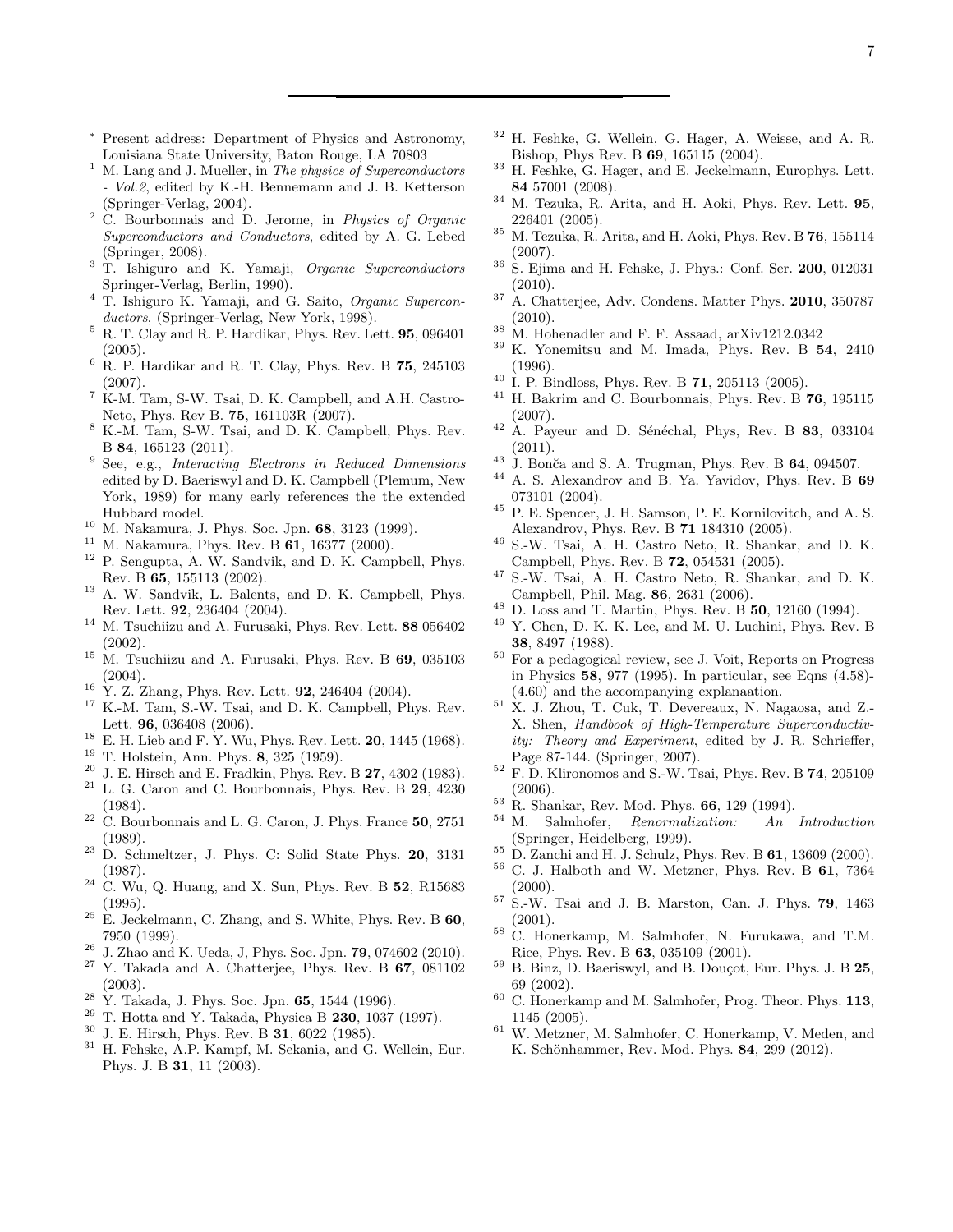* Present address: Department of Physics and Astronomy, Louisiana State University, Baton Rouge, LA 70803

[1] M. Lang and J. Mueller, in *The physics of Superconductors - Vol.2*, edited by K.-H. Bennemann and J. B. Ketterson (Springer-Verlag, 2004).

[2] C. Bourbonnais and D. Jerome, in *Physics of Organic Superconductors and Conductors*, edited by A. G. Lebed (Springer, 2008).

[3] T. Ishiguro and K. Yamaji, *Organic Superconductors* Springer-Verlag, Berlin, 1990).

[4] T. Ishiguro K. Yamaji, and G. Saito, *Organic Superconductors*, (Springer-Verlag, New York, 1998).

[5] R. T. Clay and R. P. Hardikar, Phys. Rev. Lett. **95**, 096401 (2005).

[6] R. P. Hardikar and R. T. Clay, Phys. Rev. B **75**, 245103 (2007).

[7] K-M. Tam, S-W. Tsai, D. K. Campbell, and A.H. Castro-Neto, Phys. Rev B. **75**, 161103R (2007).

[8] K.-M. Tam, S-W. Tsai, and D. K. Campbell, Phys. Rev. B **84**, 165123 (2011).

[9] See, e.g., *Interacting Electrons in Reduced Dimensions* edited by D. Baeriswyl and D. K. Campbell (Plemum, New York, 1989) for many early references the the extended Hubbard model.

[10] M. Nakamura, J. Phys. Soc. Jpn. **68**, 3123 (1999).

[11] M. Nakamura, Phys. Rev. B **61**, 16377 (2000).

[12] P. Sengupta, A. W. Sandvik, and D. K. Campbell, Phys. Rev. B **65**, 155113 (2002).

[13] A. W. Sandvik, L. Balents, and D. K. Campbell, Phys. Rev. Lett. **92**, 236404 (2004).

[14] M. Tsuchiizu and A. Furusaki, Phys. Rev. Lett. **88** 056402 (2002).

[15] M. Tsuchiizu and A. Furusaki, Phys. Rev. B **69**, 035103 (2004).

[16] Y. Z. Zhang, Phys. Rev. Lett. **92**, 246404 (2004).

[17] K.-M. Tam, S.-W. Tsai, and D. K. Campbell, Phys. Rev. Lett. **96**, 036408 (2006).

[18] E. H. Lieb and F. Y. Wu, Phys. Rev. Lett. **20**, 1445 (1968).

[19] T. Holstein, Ann. Phys. **8**, 325 (1959).

[20] J. E. Hirsch and E. Fradkin, Phys. Rev. B **27**, 4302 (1983).

[21] L. G. Caron and C. Bourbonnais, Phys. Rev. B **29**, 4230 (1984).

[22] C. Bourbonnais and L. G. Caron, J. Phys. France **50**, 2751 (1989).

[23] D. Schmeltzer, J. Phys. C: Solid State Phys. **20**, 3131 (1987).

[24] C. Wu, Q. Huang, and X. Sun, Phys. Rev. B **52**, R15683 (1995).

[25] E. Jeckelmann, C. Zhang, and S. White, Phys. Rev. B **60**, 7950 (1999).

[26] J. Zhao and K. Ueda, J, Phys. Soc. Jpn. **79**, 074602 (2010).

[27] Y. Takada and A. Chatterjee, Phys. Rev. B **67**, 081102 (2003).

[28] Y. Takada, J. Phys. Soc. Jpn. **65**, 1544 (1996).

[29] T. Hotta and Y. Takada, Physica B **230**, 1037 (1997).

[30] J. E. Hirsch, Phys. Rev. B **31**, 6022 (1985).

[31] H. Fehske, A.P. Kampf, M. Sekania, and G. Wellein, Eur. Phys. J. B **31**, 11 (2003).

[32] H. Feshke, G. Wellein, G. Hager, A. Weisse, and A. R. Bishop, Phys Rev. B **69**, 165115 (2004).

[33] H. Feshke, G. Hager, and E. Jeckelmann, Europhys. Lett. **84** 57001 (2008).

[34] M. Tezuka, R. Arita, and H. Aoki, Phys. Rev. Lett. **95**, 226401 (2005).

[35] M. Tezuka, R. Arita, and H. Aoki, Phys. Rev. B **76**, 155114 (2007).

[36] S. Ejima and H. Fehske, J. Phys.: Conf. Ser. **200**, 012031 (2010).

[37] A. Chatterjee, Adv. Condens. Matter Phys. **2010**, 350787 (2010).

[38] M. Hohenadler and F. F. Assaad, arXiv1212.0342

[39] K. Yonemitsu and M. Imada, Phys. Rev. B **54**, 2410 (1996).

[40] I. P. Bindloss, Phys. Rev. B **71**, 205113 (2005).

[41] H. Bakrim and C. Bourbonnais, Phys. Rev. B **76**, 195115 (2007).

[42] A. Payeur and D. Sénéchal, Phys, Rev. B **83**, 033104 (2011).

[43] J. Bonča and S. A. Trugman, Phys. Rev. B **64**, 094507.

[44] A. S. Alexandrov and B. Ya. Yavidov, Phys. Rev. B **69** 073101 (2004).

[45] P. E. Spencer, J. H. Samson, P. E. Kornilovitch, and A. S. Alexandrov, Phys. Rev. B **71** 184310 (2005).

[46] S.-W. Tsai, A. H. Castro Neto, R. Shankar, and D. K. Campbell, Phys. Rev. B **72**, 054531 (2005).

[47] S.-W. Tsai, A. H. Castro Neto, R. Shankar, and D. K. Campbell, Phil. Mag. **86**, 2631 (2006).

[48] D. Loss and T. Martin, Phys. Rev. B **50**, 12160 (1994).

[49] Y. Chen, D. K. K. Lee, and M. U. Luchini, Phys. Rev. B **38**, 8497 (1988).

[50] For a pedagogical review, see J. Voit, Reports on Progress in Physics **58**, 977 (1995). In particular, see Eqns (4.58)-(4.60) and the accompanying explanaation.

[51] X. J. Zhou, T. Cuk, T. Devereaux, N. Nagaosa, and Z.-X. Shen, *Handbook of High-Temperature Superconductivity: Theory and Experiment*, edited by J. R. Schrieffer, Page 87-144. (Springer, 2007).

[52] F. D. Klironomos and S.-W. Tsai, Phys. Rev. B **74**, 205109 (2006).

[53] R. Shankar, Rev. Mod. Phys. **66**, 129 (1994).

[54] M. Salmhofer, *Renormalization: An Introduction* (Springer, Heidelberg, 1999).

[55] D. Zanchi and H. J. Schulz, Phys. Rev. B **61**, 13609 (2000).

[56] C. J. Halboth and W. Metzner, Phys. Rev. B **61**, 7364 (2000).

[57] S.-W. Tsai and J. B. Marston, Can. J. Phys. **79**, 1463 (2001).

[58] C. Honerkamp, M. Salmhofer, N. Furukawa, and T.M. Rice, Phys. Rev. B **63**, 035109 (2001).

[59] B. Binz, D. Baeriswyl, and B. Douçot, Eur. Phys. J. B **25**, 69 (2002).

[60] C. Honerkamp and M. Salmhofer, Prog. Theor. Phys. **113**, 1145 (2005).

[61] W. Metzner, M. Salmhofer, C. Honerkamp, V. Meden, and K. Schönhammer, Rev. Mod. Phys. **84**, 299 (2012).